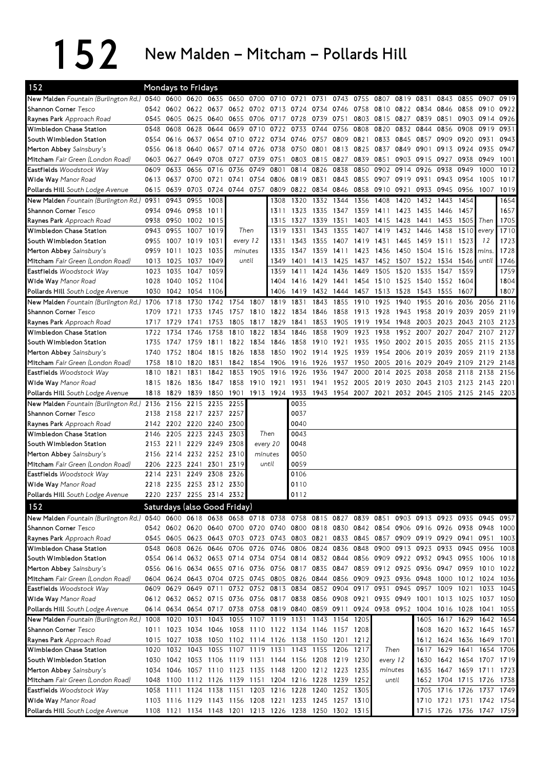# 152 New Malden – Mitcham – Pollards Hill

## 152 Mondays to Fridays

| Stop | | | | | | | | | | | | | | | | | | |
|---|---|---|---|---|---|---|---|---|---|---|---|---|---|---|---|---|---|---|
| New Malden Fountain (Burlington Rd.) | 0540 | 0600 | 0620 | 0635 | 0650 | 0700 | 0710 | 0721 | 0731 | 0743 | 0755 | 0807 | 0819 | 0831 | 0843 | 0855 | 0907 | 0919 |
| Shannon Corner Tesco | 0542 | 0602 | 0622 | 0637 | 0652 | 0702 | 0713 | 0724 | 0734 | 0746 | 0758 | 0810 | 0822 | 0834 | 0846 | 0858 | 0910 | 0922 |
| Raynes Park Approach Road | 0545 | 0605 | 0625 | 0640 | 0655 | 0706 | 0717 | 0728 | 0739 | 0751 | 0803 | 0815 | 0827 | 0839 | 0851 | 0903 | 0914 | 0926 |
| Wimbledon Chase Station | 0548 | 0608 | 0628 | 0644 | 0659 | 0710 | 0722 | 0733 | 0744 | 0756 | 0808 | 0820 | 0832 | 0844 | 0856 | 0908 | 0919 | 0931 |
| South Wimbledon Station | 0554 | 0616 | 0637 | 0654 | 0710 | 0722 | 0734 | 0746 | 0757 | 0809 | 0821 | 0833 | 0845 | 0857 | 0909 | 0920 | 0931 | 0943 |
| Merton Abbey Sainsbury's | 0556 | 0618 | 0640 | 0657 | 0714 | 0726 | 0738 | 0750 | 0801 | 0813 | 0825 | 0837 | 0849 | 0901 | 0913 | 0924 | 0935 | 0947 |
| Mitcham Fair Green (London Road) | 0603 | 0627 | 0649 | 0708 | 0727 | 0739 | 0751 | 0803 | 0815 | 0827 | 0839 | 0851 | 0903 | 0915 | 0927 | 0938 | 0949 | 1001 |
| Eastfields Woodstock Way | 0609 | 0633 | 0656 | 0716 | 0736 | 0749 | 0801 | 0814 | 0826 | 0838 | 0850 | 0902 | 0914 | 0926 | 0938 | 0949 | 1000 | 1012 |
| Wide Way Manor Road | 0613 | 0637 | 0700 | 0721 | 0741 | 0754 | 0806 | 0819 | 0831 | 0843 | 0855 | 0907 | 0919 | 0931 | 0943 | 0954 | 1005 | 1017 |
| Pollards Hill South Lodge Avenue | 0615 | 0639 | 0703 | 0724 | 0744 | 0757 | 0809 | 0822 | 0834 | 0846 | 0858 | 0910 | 0921 | 0933 | 0945 | 0956 | 1007 | 1019 |

| Stop | | | | | | | | | | | | | | | | | | |
|---|---|---|---|---|---|---|---|---|---|---|---|---|---|---|---|---|---|---|
| New Malden Fountain (Burlington Rd.) | 0931 | 0943 | 0955 | 1008 | Then every 12 minutes until | 1308 | 1320 | 1332 | 1344 | 1356 | 1408 | 1420 | 1432 | 1443 | 1454 | Then every 12 mins. until | 1654 |
| Shannon Corner Tesco | 0934 | 0946 | 0958 | 1011 | | 1311 | 1323 | 1335 | 1347 | 1359 | 1411 | 1423 | 1435 | 1446 | 1457 | | 1657 |
| Raynes Park Approach Road | 0938 | 0950 | 1002 | 1015 | | 1315 | 1327 | 1339 | 1351 | 1403 | 1415 | 1428 | 1441 | 1453 | 1505 | | 1705 |
| Wimbledon Chase Station | 0943 | 0955 | 1007 | 1019 | | 1319 | 1331 | 1343 | 1355 | 1407 | 1419 | 1432 | 1446 | 1458 | 1510 | | 1710 |
| South Wimbledon Station | 0955 | 1007 | 1019 | 1031 | | 1331 | 1343 | 1355 | 1407 | 1419 | 1431 | 1445 | 1459 | 1511 | 1523 | | 1723 |
| Merton Abbey Sainsbury's | 0959 | 1011 | 1023 | 1035 | | 1335 | 1347 | 1359 | 1411 | 1423 | 1436 | 1450 | 1504 | 1516 | 1528 | | 1728 |
| Mitcham Fair Green (London Road) | 1013 | 1025 | 1037 | 1049 | | 1349 | 1401 | 1413 | 1425 | 1437 | 1452 | 1507 | 1522 | 1534 | 1546 | | 1746 |
| Eastfields Woodstock Way | 1023 | 1035 | 1047 | 1059 | | 1359 | 1411 | 1424 | 1436 | 1449 | 1505 | 1520 | 1535 | 1547 | 1559 | | 1759 |
| Wide Way Manor Road | 1028 | 1040 | 1052 | 1104 | | 1404 | 1416 | 1429 | 1441 | 1454 | 1510 | 1525 | 1540 | 1552 | 1604 | | 1804 |
| Pollards Hill South Lodge Avenue | 1030 | 1042 | 1054 | 1106 | | 1406 | 1419 | 1432 | 1444 | 1457 | 1513 | 1528 | 1543 | 1555 | 1607 | | 1807 |

| Stop | | | | | | | | | | | | | | | | | | |
|---|---|---|---|---|---|---|---|---|---|---|---|---|---|---|---|---|---|---|
| New Malden Fountain (Burlington Rd.) | 1706 | 1718 | 1730 | 1742 | 1754 | 1807 | 1819 | 1831 | 1843 | 1855 | 1910 | 1925 | 1940 | 1955 | 2016 | 2036 | 2056 | 2116 |
| Shannon Corner Tesco | 1709 | 1721 | 1733 | 1745 | 1757 | 1810 | 1822 | 1834 | 1846 | 1858 | 1913 | 1928 | 1943 | 1958 | 2019 | 2039 | 2059 | 2119 |
| Raynes Park Approach Road | 1717 | 1729 | 1741 | 1753 | 1805 | 1817 | 1829 | 1841 | 1853 | 1905 | 1919 | 1934 | 1948 | 2003 | 2023 | 2043 | 2103 | 2123 |
| Wimbledon Chase Station | 1722 | 1734 | 1746 | 1758 | 1810 | 1822 | 1834 | 1846 | 1858 | 1909 | 1923 | 1938 | 1952 | 2007 | 2027 | 2047 | 2107 | 2127 |
| South Wimbledon Station | 1735 | 1747 | 1759 | 1811 | 1822 | 1834 | 1846 | 1858 | 1910 | 1921 | 1935 | 1950 | 2002 | 2015 | 2035 | 2055 | 2115 | 2135 |
| Merton Abbey Sainsbury's | 1740 | 1752 | 1804 | 1815 | 1826 | 1838 | 1850 | 1902 | 1914 | 1925 | 1939 | 1954 | 2006 | 2019 | 2039 | 2059 | 2119 | 2138 |
| Mitcham Fair Green (London Road) | 1758 | 1810 | 1820 | 1831 | 1842 | 1854 | 1906 | 1916 | 1926 | 1937 | 1950 | 2005 | 2016 | 2029 | 2049 | 2109 | 2129 | 2148 |
| Eastfields Woodstock Way | 1810 | 1821 | 1831 | 1842 | 1853 | 1905 | 1916 | 1926 | 1936 | 1947 | 2000 | 2014 | 2025 | 2038 | 2058 | 2118 | 2138 | 2156 |
| Wide Way Manor Road | 1815 | 1826 | 1836 | 1847 | 1858 | 1910 | 1921 | 1931 | 1941 | 1952 | 2005 | 2019 | 2030 | 2043 | 2103 | 2123 | 2143 | 2201 |
| Pollards Hill South Lodge Avenue | 1818 | 1829 | 1839 | 1850 | 1901 | 1913 | 1924 | 1933 | 1943 | 1954 | 2007 | 2021 | 2032 | 2045 | 2105 | 2125 | 2145 | 2203 |

| Stop | | | | | | | |
|---|---|---|---|---|---|---|---|
| New Malden Fountain (Burlington Rd.) | 2136 | 2156 | 2215 | 2235 | 2255 | Then every 20 minutes until | 0035 |
| Shannon Corner Tesco | 2138 | 2158 | 2217 | 2237 | 2257 | | 0037 |
| Raynes Park Approach Road | 2142 | 2202 | 2220 | 2240 | 2300 | | 0040 |
| Wimbledon Chase Station | 2146 | 2205 | 2223 | 2243 | 2303 | | 0043 |
| South Wimbledon Station | 2153 | 2211 | 2229 | 2249 | 2308 | | 0048 |
| Merton Abbey Sainsbury's | 2156 | 2214 | 2232 | 2252 | 2310 | | 0050 |
| Mitcham Fair Green (London Road) | 2206 | 2223 | 2241 | 2301 | 2319 | | 0059 |
| Eastfields Woodstock Way | 2214 | 2231 | 2249 | 2308 | 2326 | | 0106 |
| Wide Way Manor Road | 2218 | 2235 | 2253 | 2312 | 2330 | | 0110 |
| Pollards Hill South Lodge Avenue | 2220 | 2237 | 2255 | 2314 | 2332 | | 0112 |

## 152 Saturdays (also Good Friday)

| Stop | | | | | | | | | | | | | | | | | | |
|---|---|---|---|---|---|---|---|---|---|---|---|---|---|---|---|---|---|---|
| New Malden Fountain (Burlington Rd.) | 0540 | 0600 | 0618 | 0638 | 0658 | 0718 | 0738 | 0758 | 0815 | 0827 | 0839 | 0851 | 0903 | 0913 | 0923 | 0935 | 0945 | 0957 |
| Shannon Corner Tesco | 0542 | 0602 | 0620 | 0640 | 0700 | 0720 | 0740 | 0800 | 0818 | 0830 | 0842 | 0854 | 0906 | 0916 | 0926 | 0938 | 0948 | 1000 |
| Raynes Park Approach Road | 0545 | 0605 | 0623 | 0643 | 0703 | 0723 | 0743 | 0803 | 0821 | 0833 | 0845 | 0857 | 0909 | 0919 | 0929 | 0941 | 0951 | 1003 |
| Wimbledon Chase Station | 0548 | 0608 | 0626 | 0646 | 0706 | 0726 | 0746 | 0806 | 0824 | 0836 | 0848 | 0900 | 0913 | 0923 | 0933 | 0945 | 0956 | 1008 |
| South Wimbledon Station | 0554 | 0614 | 0632 | 0653 | 0714 | 0734 | 0754 | 0814 | 0832 | 0844 | 0856 | 0909 | 0922 | 0932 | 0943 | 0955 | 1006 | 1018 |
| Merton Abbey Sainsbury's | 0556 | 0616 | 0634 | 0655 | 0716 | 0736 | 0756 | 0817 | 0835 | 0847 | 0859 | 0912 | 0925 | 0936 | 0947 | 0959 | 1010 | 1022 |
| Mitcham Fair Green (London Road) | 0604 | 0624 | 0643 | 0704 | 0725 | 0745 | 0805 | 0826 | 0844 | 0856 | 0909 | 0923 | 0936 | 0948 | 1000 | 1012 | 1024 | 1036 |
| Eastfields Woodstock Way | 0609 | 0629 | 0649 | 0711 | 0732 | 0752 | 0813 | 0834 | 0852 | 0904 | 0917 | 0931 | 0945 | 0957 | 1009 | 1021 | 1033 | 1045 |
| Wide Way Manor Road | 0612 | 0632 | 0652 | 0715 | 0736 | 0756 | 0817 | 0838 | 0856 | 0908 | 0921 | 0935 | 0949 | 1001 | 1013 | 1025 | 1037 | 1050 |
| Pollards Hill South Lodge Avenue | 0614 | 0634 | 0654 | 0717 | 0738 | 0758 | 0819 | 0840 | 0859 | 0911 | 0924 | 0938 | 0952 | 1004 | 1016 | 1028 | 1041 | 1055 |

| Stop | | | | | | | | | | | | | | | | | |
|---|---|---|---|---|---|---|---|---|---|---|---|---|---|---|---|---|---|
| New Malden Fountain (Burlington Rd.) | 1008 | 1020 | 1031 | 1043 | 1055 | 1107 | 1119 | 1131 | 1143 | 1154 | 1205 | Then every 12 minutes until | 1605 | 1617 | 1629 | 1642 | 1654 |
| Shannon Corner Tesco | 1011 | 1023 | 1034 | 1046 | 1058 | 1110 | 1122 | 1134 | 1146 | 1157 | 1208 | | 1608 | 1620 | 1632 | 1645 | 1657 |
| Raynes Park Approach Road | 1015 | 1027 | 1038 | 1050 | 1102 | 1114 | 1126 | 1138 | 1150 | 1201 | 1212 | | 1612 | 1624 | 1636 | 1649 | 1701 |
| Wimbledon Chase Station | 1020 | 1032 | 1043 | 1055 | 1107 | 1119 | 1131 | 1143 | 1155 | 1206 | 1217 | | 1617 | 1629 | 1641 | 1654 | 1706 |
| South Wimbledon Station | 1030 | 1042 | 1053 | 1106 | 1119 | 1131 | 1144 | 1156 | 1208 | 1219 | 1230 | | 1630 | 1642 | 1654 | 1707 | 1719 |
| Merton Abbey Sainsbury's | 1034 | 1046 | 1057 | 1110 | 1123 | 1135 | 1148 | 1200 | 1212 | 1223 | 1235 | | 1635 | 1647 | 1659 | 1711 | 1723 |
| Mitcham Fair Green (London Road) | 1048 | 1100 | 1112 | 1126 | 1139 | 1151 | 1204 | 1216 | 1228 | 1239 | 1252 | | 1652 | 1704 | 1715 | 1726 | 1738 |
| Eastfields Woodstock Way | 1058 | 1111 | 1124 | 1138 | 1151 | 1203 | 1216 | 1228 | 1240 | 1252 | 1305 | | 1705 | 1716 | 1726 | 1737 | 1749 |
| Wide Way Manor Road | 1103 | 1116 | 1129 | 1143 | 1156 | 1208 | 1221 | 1233 | 1245 | 1257 | 1310 | | 1710 | 1721 | 1731 | 1742 | 1754 |
| Pollards Hill South Lodge Avenue | 1108 | 1121 | 1134 | 1148 | 1201 | 1213 | 1226 | 1238 | 1250 | 1302 | 1315 | | 1715 | 1726 | 1736 | 1747 | 1759 |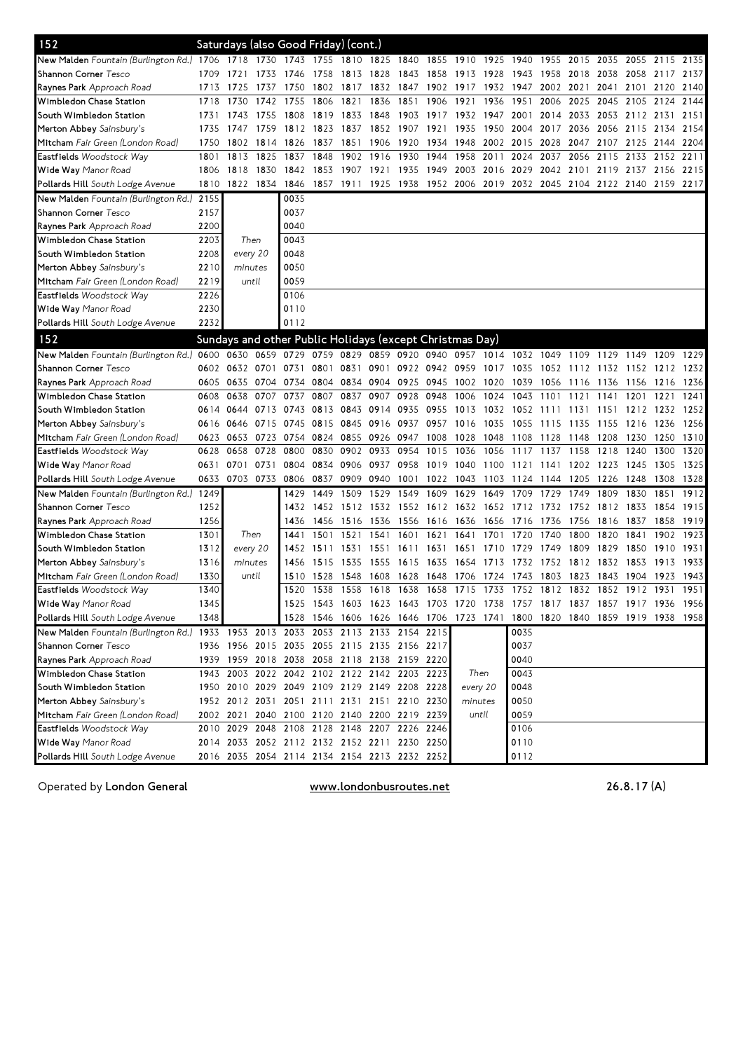## 152 Saturdays (also Good Friday) (cont.)

| Stop | | | | | | | | | | | | | | | | | | |
|---|---|---|---|---|---|---|---|---|---|---|---|---|---|---|---|---|---|---|
| New Malden Fountain (Burlington Rd.) | 1706 | 1718 | 1730 | 1743 | 1755 | 1810 | 1825 | 1840 | 1855 | 1910 | 1925 | 1940 | 1955 | 2015 | 2035 | 2055 | 2115 | 2135 |
| Shannon Corner Tesco | 1709 | 1721 | 1733 | 1746 | 1758 | 1813 | 1828 | 1843 | 1858 | 1913 | 1928 | 1943 | 1958 | 2018 | 2038 | 2058 | 2117 | 2137 |
| Raynes Park Approach Road | 1713 | 1725 | 1737 | 1750 | 1802 | 1817 | 1832 | 1847 | 1902 | 1917 | 1932 | 1947 | 2002 | 2021 | 2041 | 2101 | 2120 | 2140 |
| Wimbledon Chase Station | 1718 | 1730 | 1742 | 1755 | 1806 | 1821 | 1836 | 1851 | 1906 | 1921 | 1936 | 1951 | 2006 | 2025 | 2045 | 2105 | 2124 | 2144 |
| South Wimbledon Station | 1731 | 1743 | 1755 | 1808 | 1819 | 1833 | 1848 | 1903 | 1917 | 1932 | 1947 | 2001 | 2014 | 2033 | 2053 | 2112 | 2131 | 2151 |
| Merton Abbey Sainsbury's | 1735 | 1747 | 1759 | 1812 | 1823 | 1837 | 1852 | 1907 | 1921 | 1935 | 1950 | 2004 | 2017 | 2036 | 2056 | 2115 | 2134 | 2154 |
| Mitcham Fair Green (London Road) | 1750 | 1802 | 1814 | 1826 | 1837 | 1851 | 1906 | 1920 | 1934 | 1948 | 2002 | 2015 | 2028 | 2047 | 2107 | 2125 | 2144 | 2204 |
| Eastfields Woodstock Way | 1801 | 1813 | 1825 | 1837 | 1848 | 1902 | 1916 | 1930 | 1944 | 1958 | 2011 | 2024 | 2037 | 2056 | 2115 | 2133 | 2152 | 2211 |
| Wide Way Manor Road | 1806 | 1818 | 1830 | 1842 | 1853 | 1907 | 1921 | 1935 | 1949 | 2003 | 2016 | 2029 | 2042 | 2101 | 2119 | 2137 | 2156 | 2215 |
| Pollards Hill South Lodge Avenue | 1810 | 1822 | 1834 | 1846 | 1857 | 1911 | 1925 | 1938 | 1952 | 2006 | 2019 | 2032 | 2045 | 2104 | 2122 | 2140 | 2159 | 2217 |

| Stop | | | |
|---|---|---|---|
| New Malden Fountain (Burlington Rd.) | 2155 | Then every 20 minutes until | 0035 |
| Shannon Corner Tesco | 2157 | | 0037 |
| Raynes Park Approach Road | 2200 | | 0040 |
| Wimbledon Chase Station | 2203 | | 0043 |
| South Wimbledon Station | 2208 | | 0048 |
| Merton Abbey Sainsbury's | 2210 | | 0050 |
| Mitcham Fair Green (London Road) | 2219 | | 0059 |
| Eastfields Woodstock Way | 2226 | | 0106 |
| Wide Way Manor Road | 2230 | | 0110 |
| Pollards Hill South Lodge Avenue | 2232 | | 0112 |

## 152 Sundays and other Public Holidays (except Christmas Day)

| Stop | | | | | | | | | | | | | | | | | | |
|---|---|---|---|---|---|---|---|---|---|---|---|---|---|---|---|---|---|---|
| New Malden Fountain (Burlington Rd.) | 0600 | 0630 | 0659 | 0729 | 0759 | 0829 | 0859 | 0920 | 0940 | 0957 | 1014 | 1032 | 1049 | 1109 | 1129 | 1149 | 1209 | 1229 |
| Shannon Corner Tesco | 0602 | 0632 | 0701 | 0731 | 0801 | 0831 | 0901 | 0922 | 0942 | 0959 | 1017 | 1035 | 1052 | 1112 | 1132 | 1152 | 1212 | 1232 |
| Raynes Park Approach Road | 0605 | 0635 | 0704 | 0734 | 0804 | 0834 | 0904 | 0925 | 0945 | 1002 | 1020 | 1039 | 1056 | 1116 | 1136 | 1156 | 1216 | 1236 |
| Wimbledon Chase Station | 0608 | 0638 | 0707 | 0737 | 0807 | 0837 | 0907 | 0928 | 0948 | 1006 | 1024 | 1043 | 1101 | 1121 | 1141 | 1201 | 1221 | 1241 |
| South Wimbledon Station | 0614 | 0644 | 0713 | 0743 | 0813 | 0843 | 0914 | 0935 | 0955 | 1013 | 1032 | 1052 | 1111 | 1131 | 1151 | 1212 | 1232 | 1252 |
| Merton Abbey Sainsbury's | 0616 | 0646 | 0715 | 0745 | 0815 | 0845 | 0916 | 0937 | 0957 | 1016 | 1035 | 1055 | 1115 | 1135 | 1155 | 1216 | 1236 | 1256 |
| Mitcham Fair Green (London Road) | 0623 | 0653 | 0723 | 0754 | 0824 | 0855 | 0926 | 0947 | 1008 | 1028 | 1048 | 1108 | 1128 | 1148 | 1208 | 1230 | 1250 | 1310 |
| Eastfields Woodstock Way | 0628 | 0658 | 0728 | 0800 | 0830 | 0902 | 0933 | 0954 | 1015 | 1036 | 1056 | 1117 | 1137 | 1158 | 1218 | 1240 | 1300 | 1320 |
| Wide Way Manor Road | 0631 | 0701 | 0731 | 0804 | 0834 | 0906 | 0937 | 0958 | 1019 | 1040 | 1100 | 1121 | 1141 | 1202 | 1223 | 1245 | 1305 | 1325 |
| Pollards Hill South Lodge Avenue | 0633 | 0703 | 0733 | 0806 | 0837 | 0909 | 0940 | 1001 | 1022 | 1043 | 1103 | 1124 | 1144 | 1205 | 1226 | 1248 | 1308 | 1328 |

| Stop | | | | | | | | | | | | | | | | | |
|---|---|---|---|---|---|---|---|---|---|---|---|---|---|---|---|---|---|
| New Malden Fountain (Burlington Rd.) | 1249 | Then every 20 minutes until | 1429 | 1449 | 1509 | 1529 | 1549 | 1609 | 1629 | 1649 | 1709 | 1729 | 1749 | 1809 | 1830 | 1851 | 1912 |
| Shannon Corner Tesco | 1252 | | 1432 | 1452 | 1512 | 1532 | 1552 | 1612 | 1632 | 1652 | 1712 | 1732 | 1752 | 1812 | 1833 | 1854 | 1915 |
| Raynes Park Approach Road | 1256 | | 1436 | 1456 | 1516 | 1536 | 1556 | 1616 | 1636 | 1656 | 1716 | 1736 | 1756 | 1816 | 1837 | 1858 | 1919 |
| Wimbledon Chase Station | 1301 | | 1441 | 1501 | 1521 | 1541 | 1601 | 1621 | 1641 | 1701 | 1720 | 1740 | 1800 | 1820 | 1841 | 1902 | 1923 |
| South Wimbledon Station | 1312 | | 1452 | 1511 | 1531 | 1551 | 1611 | 1631 | 1651 | 1710 | 1729 | 1749 | 1809 | 1829 | 1850 | 1910 | 1931 |
| Merton Abbey Sainsbury's | 1316 | | 1456 | 1515 | 1535 | 1555 | 1615 | 1635 | 1654 | 1713 | 1732 | 1752 | 1812 | 1832 | 1853 | 1913 | 1933 |
| Mitcham Fair Green (London Road) | 1330 | | 1510 | 1528 | 1548 | 1608 | 1628 | 1648 | 1706 | 1724 | 1743 | 1803 | 1823 | 1843 | 1904 | 1923 | 1943 |
| Eastfields Woodstock Way | 1340 | | 1520 | 1538 | 1558 | 1618 | 1638 | 1658 | 1715 | 1733 | 1752 | 1812 | 1832 | 1852 | 1912 | 1931 | 1951 |
| Wide Way Manor Road | 1345 | | 1525 | 1543 | 1603 | 1623 | 1643 | 1703 | 1720 | 1738 | 1757 | 1817 | 1837 | 1857 | 1917 | 1936 | 1956 |
| Pollards Hill South Lodge Avenue | 1348 | | 1528 | 1546 | 1606 | 1626 | 1646 | 1706 | 1723 | 1741 | 1800 | 1820 | 1840 | 1859 | 1919 | 1938 | 1958 |

| Stop | | | | | | | | | | | |
|---|---|---|---|---|---|---|---|---|---|---|---|
| New Malden Fountain (Burlington Rd.) | 1933 | 1953 | 2013 | 2033 | 2053 | 2113 | 2133 | 2154 | 2215 | Then every 20 minutes until | 0035 |
| Shannon Corner Tesco | 1936 | 1956 | 2015 | 2035 | 2055 | 2115 | 2135 | 2156 | 2217 | | 0037 |
| Raynes Park Approach Road | 1939 | 1959 | 2018 | 2038 | 2058 | 2118 | 2138 | 2159 | 2220 | | 0040 |
| Wimbledon Chase Station | 1943 | 2003 | 2022 | 2042 | 2102 | 2122 | 2142 | 2203 | 2223 | | 0043 |
| South Wimbledon Station | 1950 | 2010 | 2029 | 2049 | 2109 | 2129 | 2149 | 2208 | 2228 | | 0048 |
| Merton Abbey Sainsbury's | 1952 | 2012 | 2031 | 2051 | 2111 | 2131 | 2151 | 2210 | 2230 | | 0050 |
| Mitcham Fair Green (London Road) | 2002 | 2021 | 2040 | 2100 | 2120 | 2140 | 2200 | 2219 | 2239 | | 0059 |
| Eastfields Woodstock Way | 2010 | 2029 | 2048 | 2108 | 2128 | 2148 | 2207 | 2226 | 2246 | | 0106 |
| Wide Way Manor Road | 2014 | 2033 | 2052 | 2112 | 2132 | 2152 | 2211 | 2230 | 2250 | | 0110 |
| Pollards Hill South Lodge Avenue | 2016 | 2035 | 2054 | 2114 | 2134 | 2154 | 2213 | 2232 | 2252 | | 0112 |

Operated by London General    www.londonbusroutes.net    26.8.17 (A)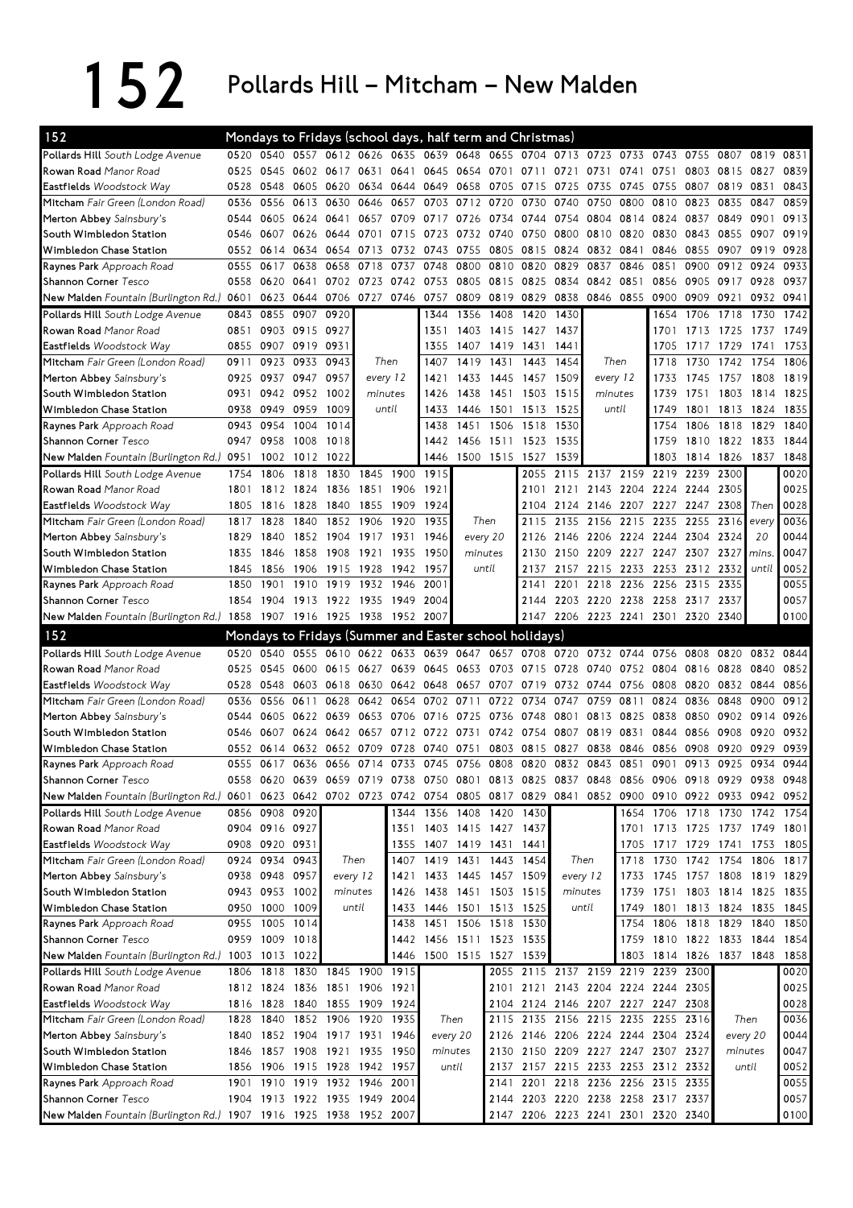# 152 Pollards Hill – Mitcham – New Malden

## 152 Mondays to Fridays (school days, half term and Christmas)

| Stop | | | | | | | | | | | | | | | | | | |
|---|---|---|---|---|---|---|---|---|---|---|---|---|---|---|---|---|---|---|
| Pollards Hill South Lodge Avenue | 0520 | 0540 | 0557 | 0612 | 0626 | 0635 | 0639 | 0648 | 0655 | 0704 | 0713 | 0723 | 0733 | 0743 | 0755 | 0807 | 0819 | 0831 |
| Rowan Road Manor Road | 0525 | 0545 | 0602 | 0617 | 0631 | 0641 | 0645 | 0654 | 0701 | 0711 | 0721 | 0731 | 0741 | 0751 | 0803 | 0815 | 0827 | 0839 |
| Eastfields Woodstock Way | 0528 | 0548 | 0605 | 0620 | 0634 | 0644 | 0649 | 0658 | 0705 | 0715 | 0725 | 0735 | 0745 | 0755 | 0807 | 0819 | 0831 | 0843 |
| Mitcham Fair Green (London Road) | 0536 | 0556 | 0613 | 0630 | 0646 | 0657 | 0703 | 0712 | 0720 | 0730 | 0740 | 0750 | 0800 | 0810 | 0823 | 0835 | 0847 | 0859 |
| Merton Abbey Sainsbury's | 0544 | 0605 | 0624 | 0641 | 0657 | 0709 | 0717 | 0726 | 0734 | 0744 | 0754 | 0804 | 0814 | 0824 | 0837 | 0849 | 0901 | 0913 |
| South Wimbledon Station | 0546 | 0607 | 0626 | 0644 | 0701 | 0715 | 0723 | 0732 | 0740 | 0750 | 0800 | 0810 | 0820 | 0830 | 0843 | 0855 | 0907 | 0919 |
| Wimbledon Chase Station | 0552 | 0614 | 0634 | 0654 | 0713 | 0732 | 0743 | 0755 | 0805 | 0815 | 0824 | 0832 | 0841 | 0846 | 0855 | 0907 | 0919 | 0928 |
| Raynes Park Approach Road | 0555 | 0617 | 0638 | 0658 | 0718 | 0737 | 0748 | 0800 | 0810 | 0820 | 0829 | 0837 | 0846 | 0851 | 0900 | 0912 | 0924 | 0933 |
| Shannon Corner Tesco | 0558 | 0620 | 0641 | 0702 | 0723 | 0742 | 0753 | 0805 | 0815 | 0825 | 0834 | 0842 | 0851 | 0856 | 0905 | 0917 | 0928 | 0937 |
| New Malden Fountain (Burlington Rd.) | 0601 | 0623 | 0644 | 0706 | 0727 | 0746 | 0757 | 0809 | 0819 | 0829 | 0838 | 0846 | 0855 | 0900 | 0909 | 0921 | 0932 | 0941 |

| Stop | | | | | | | | | | | | | | | | | |
|---|---|---|---|---|---|---|---|---|---|---|---|---|---|---|---|---|---|
| Pollards Hill South Lodge Avenue | 0843 | 0855 | 0907 | 0920 | | 1344 | 1356 | 1408 | 1420 | 1430 | | 1654 | 1706 | 1718 | 1730 | 1742 |
| Rowan Road Manor Road | 0851 | 0903 | 0915 | 0927 | | 1351 | 1403 | 1415 | 1427 | 1437 | | 1701 | 1713 | 1725 | 1737 | 1749 |
| Eastfields Woodstock Way | 0855 | 0907 | 0919 | 0931 | | 1355 | 1407 | 1419 | 1431 | 1441 | | 1705 | 1717 | 1729 | 1741 | 1753 |
| Mitcham Fair Green (London Road) | 0911 | 0923 | 0933 | 0943 | Then | 1407 | 1419 | 1431 | 1443 | 1454 | Then | 1718 | 1730 | 1742 | 1754 | 1806 |
| Merton Abbey Sainsbury's | 0925 | 0937 | 0947 | 0957 | every 12 | 1421 | 1433 | 1445 | 1457 | 1509 | every 12 | 1733 | 1745 | 1757 | 1808 | 1819 |
| South Wimbledon Station | 0931 | 0942 | 0952 | 1002 | minutes | 1426 | 1438 | 1451 | 1503 | 1515 | minutes | 1739 | 1751 | 1803 | 1814 | 1825 |
| Wimbledon Chase Station | 0938 | 0949 | 0959 | 1009 | until | 1433 | 1446 | 1501 | 1513 | 1525 | until | 1749 | 1801 | 1813 | 1824 | 1835 |
| Raynes Park Approach Road | 0943 | 0954 | 1004 | 1014 | | 1438 | 1451 | 1506 | 1518 | 1530 | | 1754 | 1806 | 1818 | 1829 | 1840 |
| Shannon Corner Tesco | 0947 | 0958 | 1008 | 1018 | | 1442 | 1456 | 1511 | 1523 | 1535 | | 1759 | 1810 | 1822 | 1833 | 1844 |
| New Malden Fountain (Burlington Rd.) | 0951 | 1002 | 1012 | 1022 | | 1446 | 1500 | 1515 | 1527 | 1539 | | 1803 | 1814 | 1826 | 1837 | 1848 |

| Stop | | | | | | | | | | | | | | | | | | |
|---|---|---|---|---|---|---|---|---|---|---|---|---|---|---|---|---|---|---|
| Pollards Hill South Lodge Avenue | 1754 | 1806 | 1818 | 1830 | 1845 | 1900 | 1915 | | 2055 | 2115 | 2137 | 2159 | 2219 | 2239 | 2300 | | 0020 |
| Rowan Road Manor Road | 1801 | 1812 | 1824 | 1836 | 1851 | 1906 | 1921 | | 2101 | 2121 | 2143 | 2204 | 2224 | 2244 | 2305 | | 0025 |
| Eastfields Woodstock Way | 1805 | 1816 | 1828 | 1840 | 1855 | 1909 | 1924 | | 2104 | 2124 | 2146 | 2207 | 2227 | 2247 | 2308 | Then | 0028 |
| Mitcham Fair Green (London Road) | 1817 | 1828 | 1840 | 1852 | 1906 | 1920 | 1935 | Then | 2115 | 2135 | 2156 | 2215 | 2235 | 2255 | 2316 | every | 0036 |
| Merton Abbey Sainsbury's | 1829 | 1840 | 1852 | 1904 | 1917 | 1931 | 1946 | every 20 | 2126 | 2146 | 2206 | 2224 | 2244 | 2304 | 2324 | 20 | 0044 |
| South Wimbledon Station | 1835 | 1846 | 1858 | 1908 | 1921 | 1935 | 1950 | minutes | 2130 | 2150 | 2209 | 2227 | 2247 | 2307 | 2327 | mins. | 0047 |
| Wimbledon Chase Station | 1845 | 1856 | 1906 | 1915 | 1928 | 1942 | 1957 | until | 2137 | 2157 | 2215 | 2233 | 2253 | 2312 | 2332 | until | 0052 |
| Raynes Park Approach Road | 1850 | 1901 | 1910 | 1919 | 1932 | 1946 | 2001 | | 2141 | 2201 | 2218 | 2236 | 2256 | 2315 | 2335 | | 0055 |
| Shannon Corner Tesco | 1854 | 1904 | 1913 | 1922 | 1935 | 1949 | 2004 | | 2144 | 2203 | 2220 | 2238 | 2258 | 2317 | 2337 | | 0057 |
| New Malden Fountain (Burlington Rd.) | 1858 | 1907 | 1916 | 1925 | 1938 | 1952 | 2007 | | 2147 | 2206 | 2223 | 2241 | 2301 | 2320 | 2340 | | 0100 |

## 152 Mondays to Fridays (Summer and Easter school holidays)

| Stop | | | | | | | | | | | | | | | | | | |
|---|---|---|---|---|---|---|---|---|---|---|---|---|---|---|---|---|---|---|
| Pollards Hill South Lodge Avenue | 0520 | 0540 | 0555 | 0610 | 0622 | 0633 | 0639 | 0647 | 0657 | 0708 | 0720 | 0732 | 0744 | 0756 | 0808 | 0820 | 0832 | 0844 |
| Rowan Road Manor Road | 0525 | 0545 | 0600 | 0615 | 0627 | 0639 | 0645 | 0653 | 0703 | 0715 | 0728 | 0740 | 0752 | 0804 | 0816 | 0828 | 0840 | 0852 |
| Eastfields Woodstock Way | 0528 | 0548 | 0603 | 0618 | 0630 | 0642 | 0648 | 0657 | 0707 | 0719 | 0732 | 0744 | 0756 | 0808 | 0820 | 0832 | 0844 | 0856 |
| Mitcham Fair Green (London Road) | 0536 | 0556 | 0611 | 0628 | 0642 | 0654 | 0702 | 0711 | 0722 | 0734 | 0747 | 0759 | 0811 | 0824 | 0836 | 0848 | 0900 | 0912 |
| Merton Abbey Sainsbury's | 0544 | 0605 | 0622 | 0639 | 0653 | 0706 | 0716 | 0725 | 0736 | 0748 | 0801 | 0813 | 0825 | 0838 | 0850 | 0902 | 0914 | 0926 |
| South Wimbledon Station | 0546 | 0607 | 0624 | 0642 | 0657 | 0712 | 0722 | 0731 | 0742 | 0754 | 0807 | 0819 | 0831 | 0844 | 0856 | 0908 | 0920 | 0932 |
| Wimbledon Chase Station | 0552 | 0614 | 0632 | 0652 | 0709 | 0728 | 0740 | 0751 | 0803 | 0815 | 0827 | 0838 | 0846 | 0856 | 0908 | 0920 | 0929 | 0939 |
| Raynes Park Approach Road | 0555 | 0617 | 0636 | 0656 | 0714 | 0733 | 0745 | 0756 | 0808 | 0820 | 0832 | 0843 | 0851 | 0901 | 0913 | 0925 | 0934 | 0944 |
| Shannon Corner Tesco | 0558 | 0620 | 0639 | 0659 | 0719 | 0738 | 0750 | 0801 | 0813 | 0825 | 0837 | 0848 | 0856 | 0906 | 0918 | 0929 | 0938 | 0948 |
| New Malden Fountain (Burlington Rd.) | 0601 | 0623 | 0642 | 0702 | 0723 | 0742 | 0754 | 0805 | 0817 | 0829 | 0841 | 0852 | 0900 | 0910 | 0922 | 0933 | 0942 | 0952 |

| Stop | | | | | | | | | | | | | | | | | |
|---|---|---|---|---|---|---|---|---|---|---|---|---|---|---|---|---|---|
| Pollards Hill South Lodge Avenue | 0856 | 0908 | 0920 | | 1344 | 1356 | 1408 | 1420 | 1430 | | 1654 | 1706 | 1718 | 1730 | 1742 | 1754 |
| Rowan Road Manor Road | 0904 | 0916 | 0927 | | 1351 | 1403 | 1415 | 1427 | 1437 | | 1701 | 1713 | 1725 | 1737 | 1749 | 1801 |
| Eastfields Woodstock Way | 0908 | 0920 | 0931 | | 1355 | 1407 | 1419 | 1431 | 1441 | | 1705 | 1717 | 1729 | 1741 | 1753 | 1805 |
| Mitcham Fair Green (London Road) | 0924 | 0934 | 0943 | Then | 1407 | 1419 | 1431 | 1443 | 1454 | Then | 1718 | 1730 | 1742 | 1754 | 1806 | 1817 |
| Merton Abbey Sainsbury's | 0938 | 0948 | 0957 | every 12 | 1421 | 1433 | 1445 | 1457 | 1509 | every 12 | 1733 | 1745 | 1757 | 1808 | 1819 | 1829 |
| South Wimbledon Station | 0943 | 0953 | 1002 | minutes | 1426 | 1438 | 1451 | 1503 | 1515 | minutes | 1739 | 1751 | 1803 | 1814 | 1825 | 1835 |
| Wimbledon Chase Station | 0950 | 1000 | 1009 | until | 1433 | 1446 | 1501 | 1513 | 1525 | until | 1749 | 1801 | 1813 | 1824 | 1835 | 1845 |
| Raynes Park Approach Road | 0955 | 1005 | 1014 | | 1438 | 1451 | 1506 | 1518 | 1530 | | 1754 | 1806 | 1818 | 1829 | 1840 | 1850 |
| Shannon Corner Tesco | 0959 | 1009 | 1018 | | 1442 | 1456 | 1511 | 1523 | 1535 | | 1759 | 1810 | 1822 | 1833 | 1844 | 1854 |
| New Malden Fountain (Burlington Rd.) | 1003 | 1013 | 1022 | | 1446 | 1500 | 1515 | 1527 | 1539 | | 1803 | 1814 | 1826 | 1837 | 1848 | 1858 |

| Stop | | | | | | | | | | | | | | | | |
|---|---|---|---|---|---|---|---|---|---|---|---|---|---|---|---|---|
| Pollards Hill South Lodge Avenue | 1806 | 1818 | 1830 | 1845 | 1900 | 1915 | | 2055 | 2115 | 2137 | 2159 | 2219 | 2239 | 2300 | | 0020 |
| Rowan Road Manor Road | 1812 | 1824 | 1836 | 1851 | 1906 | 1921 | | 2101 | 2121 | 2143 | 2204 | 2224 | 2244 | 2305 | | 0025 |
| Eastfields Woodstock Way | 1816 | 1828 | 1840 | 1855 | 1909 | 1924 | | 2104 | 2124 | 2146 | 2207 | 2227 | 2247 | 2308 | | 0028 |
| Mitcham Fair Green (London Road) | 1828 | 1840 | 1852 | 1906 | 1920 | 1935 | Then | 2115 | 2135 | 2156 | 2215 | 2235 | 2255 | 2316 | Then | 0036 |
| Merton Abbey Sainsbury's | 1840 | 1852 | 1904 | 1917 | 1931 | 1946 | every 20 | 2126 | 2146 | 2206 | 2224 | 2244 | 2304 | 2324 | every 20 | 0044 |
| South Wimbledon Station | 1846 | 1857 | 1908 | 1921 | 1935 | 1950 | minutes | 2130 | 2150 | 2209 | 2227 | 2247 | 2307 | 2327 | minutes | 0047 |
| Wimbledon Chase Station | 1856 | 1906 | 1915 | 1928 | 1942 | 1957 | until | 2137 | 2157 | 2215 | 2233 | 2253 | 2312 | 2332 | until | 0052 |
| Raynes Park Approach Road | 1901 | 1910 | 1919 | 1932 | 1946 | 2001 | | 2141 | 2201 | 2218 | 2236 | 2256 | 2315 | 2335 | | 0055 |
| Shannon Corner Tesco | 1904 | 1913 | 1922 | 1935 | 1949 | 2004 | | 2144 | 2203 | 2220 | 2238 | 2258 | 2317 | 2337 | | 0057 |
| New Malden Fountain (Burlington Rd.) | 1907 | 1916 | 1925 | 1938 | 1952 | 2007 | | 2147 | 2206 | 2223 | 2241 | 2301 | 2320 | 2340 | | 0100 |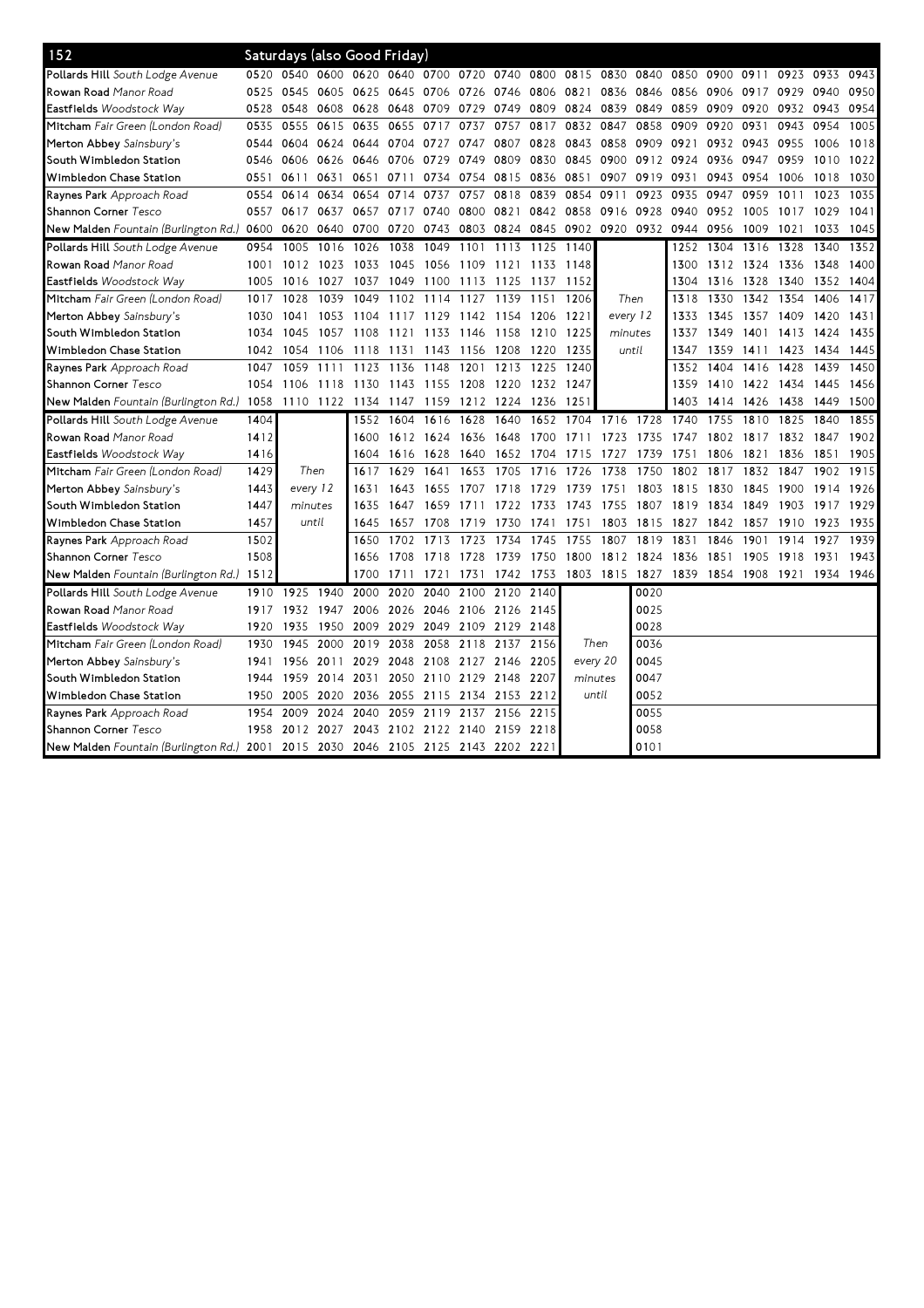## 152 Saturdays (also Good Friday)

| Stop | | | | | | | | | | | | | | | | | | |
|---|---|---|---|---|---|---|---|---|---|---|---|---|---|---|---|---|---|---|
| **Pollards Hill** *South Lodge Avenue* | 0520 | 0540 | 0600 | 0620 | 0640 | 0700 | 0720 | 0740 | 0800 | 0815 | 0830 | 0840 | 0850 | 0900 | 0911 | 0923 | 0933 | 0943 |
| **Rowan Road** *Manor Road* | 0525 | 0545 | 0605 | 0625 | 0645 | 0706 | 0726 | 0746 | 0806 | 0821 | 0836 | 0846 | 0856 | 0906 | 0917 | 0929 | 0940 | 0950 |
| **Eastfields** *Woodstock Way* | 0528 | 0548 | 0608 | 0628 | 0648 | 0709 | 0729 | 0749 | 0809 | 0824 | 0839 | 0849 | 0859 | 0909 | 0920 | 0932 | 0943 | 0954 |
| **Mitcham** *Fair Green (London Road)* | 0535 | 0555 | 0615 | 0635 | 0655 | 0717 | 0737 | 0757 | 0817 | 0832 | 0847 | 0858 | 0909 | 0920 | 0931 | 0943 | 0954 | 1005 |
| **Merton Abbey** *Sainsbury's* | 0544 | 0604 | 0624 | 0644 | 0704 | 0727 | 0747 | 0807 | 0828 | 0843 | 0858 | 0909 | 0921 | 0932 | 0943 | 0955 | 1006 | 1018 |
| **South Wimbledon Station** | 0546 | 0606 | 0626 | 0646 | 0706 | 0729 | 0749 | 0809 | 0830 | 0845 | 0900 | 0912 | 0924 | 0936 | 0947 | 0959 | 1010 | 1022 |
| **Wimbledon Chase Station** | 0551 | 0611 | 0631 | 0651 | 0711 | 0734 | 0754 | 0815 | 0836 | 0851 | 0907 | 0919 | 0931 | 0943 | 0954 | 1006 | 1018 | 1030 |
| **Raynes Park** *Approach Road* | 0554 | 0614 | 0634 | 0654 | 0714 | 0737 | 0757 | 0818 | 0839 | 0854 | 0911 | 0923 | 0935 | 0947 | 0959 | 1011 | 1023 | 1035 |
| **Shannon Corner** *Tesco* | 0557 | 0617 | 0637 | 0657 | 0717 | 0740 | 0800 | 0821 | 0842 | 0858 | 0916 | 0928 | 0940 | 0952 | 1005 | 1017 | 1029 | 1041 |
| **New Malden** *Fountain (Burlington Rd.)* | 0600 | 0620 | 0640 | 0700 | 0720 | 0743 | 0803 | 0824 | 0845 | 0902 | 0920 | 0932 | 0944 | 0956 | 1009 | 1021 | 1033 | 1045 |

| Stop | | | | | | | | | | | | | | | | | | |
|---|---|---|---|---|---|---|---|---|---|---|---|---|---|---|---|---|---|---|
| **Pollards Hill** *South Lodge Avenue* | 0954 | 1005 | 1016 | 1026 | 1038 | 1049 | 1101 | 1113 | 1125 | 1140 | Then every 12 minutes until | | 1252 | 1304 | 1316 | 1328 | 1340 | 1352 |
| **Rowan Road** *Manor Road* | 1001 | 1012 | 1023 | 1033 | 1045 | 1056 | 1109 | 1121 | 1133 | 1148 | | | 1300 | 1312 | 1324 | 1336 | 1348 | 1400 |
| **Eastfields** *Woodstock Way* | 1005 | 1016 | 1027 | 1037 | 1049 | 1100 | 1113 | 1125 | 1137 | 1152 | | | 1304 | 1316 | 1328 | 1340 | 1352 | 1404 |
| **Mitcham** *Fair Green (London Road)* | 1017 | 1028 | 1039 | 1049 | 1102 | 1114 | 1127 | 1139 | 1151 | 1206 | | | 1318 | 1330 | 1342 | 1354 | 1406 | 1417 |
| **Merton Abbey** *Sainsbury's* | 1030 | 1041 | 1053 | 1104 | 1117 | 1129 | 1142 | 1154 | 1206 | 1221 | | | 1333 | 1345 | 1357 | 1409 | 1420 | 1431 |
| **South Wimbledon Station** | 1034 | 1045 | 1057 | 1108 | 1121 | 1133 | 1146 | 1158 | 1210 | 1225 | | | 1337 | 1349 | 1401 | 1413 | 1424 | 1435 |
| **Wimbledon Chase Station** | 1042 | 1054 | 1106 | 1118 | 1131 | 1143 | 1156 | 1208 | 1220 | 1235 | | | 1347 | 1359 | 1411 | 1423 | 1434 | 1445 |
| **Raynes Park** *Approach Road* | 1047 | 1059 | 1111 | 1123 | 1136 | 1148 | 1201 | 1213 | 1225 | 1240 | | | 1352 | 1404 | 1416 | 1428 | 1439 | 1450 |
| **Shannon Corner** *Tesco* | 1054 | 1106 | 1118 | 1130 | 1143 | 1155 | 1208 | 1220 | 1232 | 1247 | | | 1359 | 1410 | 1422 | 1434 | 1445 | 1456 |
| **New Malden** *Fountain (Burlington Rd.)* | 1058 | 1110 | 1122 | 1134 | 1147 | 1159 | 1212 | 1224 | 1236 | 1251 | | | 1403 | 1414 | 1426 | 1438 | 1449 | 1500 |

| Stop | | | | | | | | | | | | | | | | | | |
|---|---|---|---|---|---|---|---|---|---|---|---|---|---|---|---|---|---|---|
| **Pollards Hill** *South Lodge Avenue* | 1404 | Then every 12 minutes until | | 1552 | 1604 | 1616 | 1628 | 1640 | 1652 | 1704 | 1716 | 1728 | 1740 | 1755 | 1810 | 1825 | 1840 | 1855 |
| **Rowan Road** *Manor Road* | 1412 | | | 1600 | 1612 | 1624 | 1636 | 1648 | 1700 | 1711 | 1723 | 1735 | 1747 | 1802 | 1817 | 1832 | 1847 | 1902 |
| **Eastfields** *Woodstock Way* | 1416 | | | 1604 | 1616 | 1628 | 1640 | 1652 | 1704 | 1715 | 1727 | 1739 | 1751 | 1806 | 1821 | 1836 | 1851 | 1905 |
| **Mitcham** *Fair Green (London Road)* | 1429 | | | 1617 | 1629 | 1641 | 1653 | 1705 | 1716 | 1726 | 1738 | 1750 | 1802 | 1817 | 1832 | 1847 | 1902 | 1915 |
| **Merton Abbey** *Sainsbury's* | 1443 | | | 1631 | 1643 | 1655 | 1707 | 1718 | 1729 | 1739 | 1751 | 1803 | 1815 | 1830 | 1845 | 1900 | 1914 | 1926 |
| **South Wimbledon Station** | 1447 | | | 1635 | 1647 | 1659 | 1711 | 1722 | 1733 | 1743 | 1755 | 1807 | 1819 | 1834 | 1849 | 1903 | 1917 | 1929 |
| **Wimbledon Chase Station** | 1457 | | | 1645 | 1657 | 1708 | 1719 | 1730 | 1741 | 1751 | 1803 | 1815 | 1827 | 1842 | 1857 | 1910 | 1923 | 1935 |
| **Raynes Park** *Approach Road* | 1502 | | | 1650 | 1702 | 1713 | 1723 | 1734 | 1745 | 1755 | 1807 | 1819 | 1831 | 1846 | 1901 | 1914 | 1927 | 1939 |
| **Shannon Corner** *Tesco* | 1508 | | | 1656 | 1708 | 1718 | 1728 | 1739 | 1750 | 1800 | 1812 | 1824 | 1836 | 1851 | 1905 | 1918 | 1931 | 1943 |
| **New Malden** *Fountain (Burlington Rd.)* | 1512 | | | 1700 | 1711 | 1721 | 1731 | 1742 | 1753 | 1803 | 1815 | 1827 | 1839 | 1854 | 1908 | 1921 | 1934 | 1946 |

| Stop | | | | | | | | | | | | |
|---|---|---|---|---|---|---|---|---|---|---|---|---|
| **Pollards Hill** *South Lodge Avenue* | 1910 | 1925 | 1940 | 2000 | 2020 | 2040 | 2100 | 2120 | 2140 | Then every 20 minutes until | | 0020 |
| **Rowan Road** *Manor Road* | 1917 | 1932 | 1947 | 2006 | 2026 | 2046 | 2106 | 2126 | 2145 | | | 0025 |
| **Eastfields** *Woodstock Way* | 1920 | 1935 | 1950 | 2009 | 2029 | 2049 | 2109 | 2129 | 2148 | | | 0028 |
| **Mitcham** *Fair Green (London Road)* | 1930 | 1945 | 2000 | 2019 | 2038 | 2058 | 2118 | 2137 | 2156 | | | 0036 |
| **Merton Abbey** *Sainsbury's* | 1941 | 1956 | 2011 | 2029 | 2048 | 2108 | 2127 | 2146 | 2205 | | | 0045 |
| **South Wimbledon Station** | 1944 | 1959 | 2014 | 2031 | 2050 | 2110 | 2129 | 2148 | 2207 | | | 0047 |
| **Wimbledon Chase Station** | 1950 | 2005 | 2020 | 2036 | 2055 | 2115 | 2134 | 2153 | 2212 | | | 0052 |
| **Raynes Park** *Approach Road* | 1954 | 2009 | 2024 | 2040 | 2059 | 2119 | 2137 | 2156 | 2215 | | | 0055 |
| **Shannon Corner** *Tesco* | 1958 | 2012 | 2027 | 2043 | 2102 | 2122 | 2140 | 2159 | 2218 | | | 0058 |
| **New Malden** *Fountain (Burlington Rd.)* | 2001 | 2015 | 2030 | 2046 | 2105 | 2125 | 2143 | 2202 | 2221 | | | 0101 |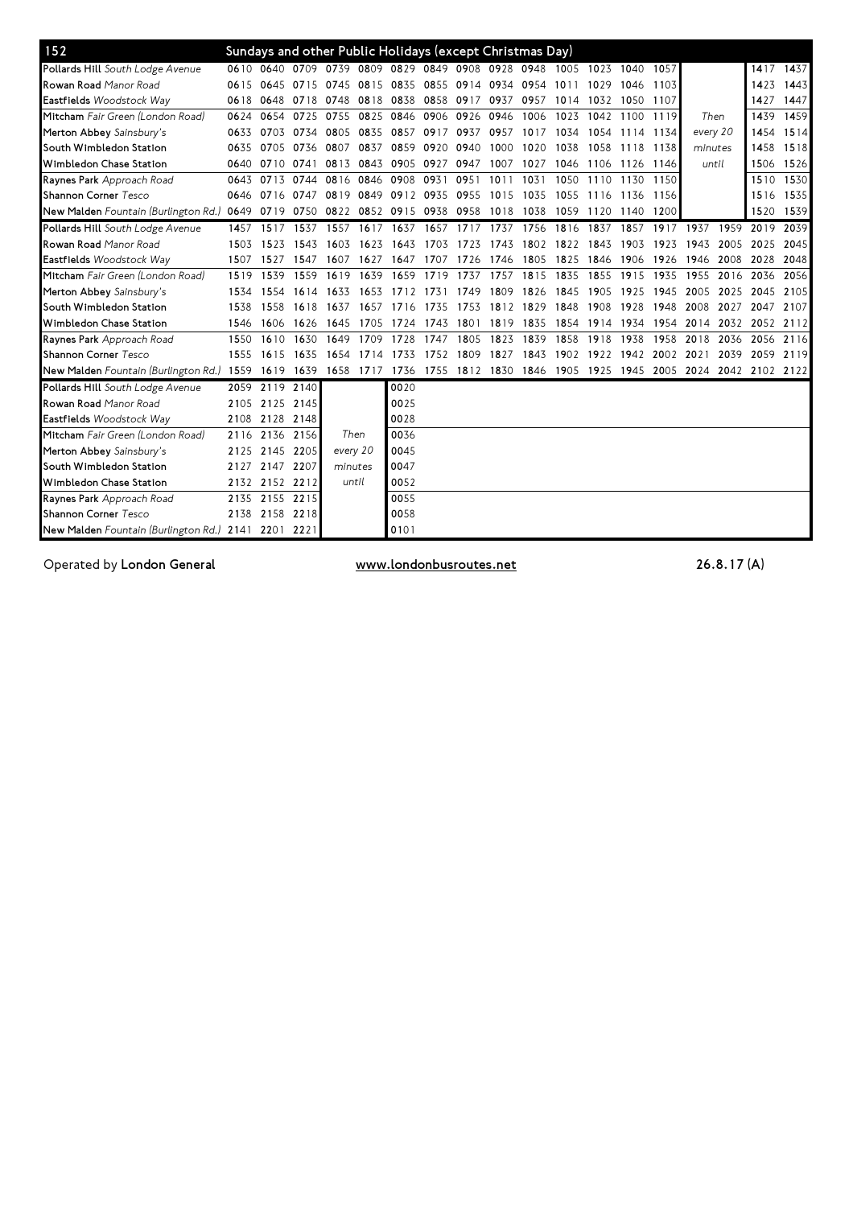## 152 Sundays and other Public Holidays (except Christmas Day)

| | | | | | | | | | | | | | | | | | |
|---|---|---|---|---|---|---|---|---|---|---|---|---|---|---|---|---|---|
| **Pollards Hill** *South Lodge Avenue* | 0610 | 0640 | 0709 | 0739 | 0809 | 0829 | 0849 | 0908 | 0928 | 0948 | 1005 | 1023 | 1040 | 1057 | | 1417 | 1437 |
| **Rowan Road** *Manor Road* | 0615 | 0645 | 0715 | 0745 | 0815 | 0835 | 0855 | 0914 | 0934 | 0954 | 1011 | 1029 | 1046 | 1103 | | 1423 | 1443 |
| **Eastfields** *Woodstock Way* | 0618 | 0648 | 0718 | 0748 | 0818 | 0838 | 0858 | 0917 | 0937 | 0957 | 1014 | 1032 | 1050 | 1107 | | 1427 | 1447 |
| **Mitcham** *Fair Green (London Road)* | 0624 | 0654 | 0725 | 0755 | 0825 | 0846 | 0906 | 0926 | 0946 | 1006 | 1023 | 1042 | 1100 | 1119 | Then | 1439 | 1459 |
| **Merton Abbey** *Sainsbury's* | 0633 | 0703 | 0734 | 0805 | 0835 | 0857 | 0917 | 0937 | 0957 | 1017 | 1034 | 1054 | 1114 | 1134 | every 20 | 1454 | 1514 |
| **South Wimbledon Station** | 0635 | 0705 | 0736 | 0807 | 0837 | 0859 | 0920 | 0940 | 1000 | 1020 | 1038 | 1058 | 1118 | 1138 | minutes | 1458 | 1518 |
| **Wimbledon Chase Station** | 0640 | 0710 | 0741 | 0813 | 0843 | 0905 | 0927 | 0947 | 1007 | 1027 | 1046 | 1106 | 1126 | 1146 | until | 1506 | 1526 |
| **Raynes Park** *Approach Road* | 0643 | 0713 | 0744 | 0816 | 0846 | 0908 | 0931 | 0951 | 1011 | 1031 | 1050 | 1110 | 1130 | 1150 | | 1510 | 1530 |
| **Shannon Corner** *Tesco* | 0646 | 0716 | 0747 | 0819 | 0849 | 0912 | 0935 | 0955 | 1015 | 1035 | 1055 | 1116 | 1136 | 1156 | | 1516 | 1535 |
| **New Malden** *Fountain (Burlington Rd.)* | 0649 | 0719 | 0750 | 0822 | 0852 | 0915 | 0938 | 0958 | 1018 | 1038 | 1059 | 1120 | 1140 | 1200 | | 1520 | 1539 |

| | | | | | | | | | | | | | | | | | | |
|---|---|---|---|---|---|---|---|---|---|---|---|---|---|---|---|---|---|---|
| **Pollards Hill** *South Lodge Avenue* | 1457 | 1517 | 1537 | 1557 | 1617 | 1637 | 1657 | 1717 | 1737 | 1756 | 1816 | 1837 | 1857 | 1917 | 1937 | 1959 | 2019 | 2039 |
| **Rowan Road** *Manor Road* | 1503 | 1523 | 1543 | 1603 | 1623 | 1643 | 1703 | 1723 | 1743 | 1802 | 1822 | 1843 | 1903 | 1923 | 1943 | 2005 | 2025 | 2045 |
| **Eastfields** *Woodstock Way* | 1507 | 1527 | 1547 | 1607 | 1627 | 1647 | 1707 | 1726 | 1746 | 1805 | 1825 | 1846 | 1906 | 1926 | 1946 | 2008 | 2028 | 2048 |
| **Mitcham** *Fair Green (London Road)* | 1519 | 1539 | 1559 | 1619 | 1639 | 1659 | 1719 | 1737 | 1757 | 1815 | 1835 | 1855 | 1915 | 1935 | 1955 | 2016 | 2036 | 2056 |
| **Merton Abbey** *Sainsbury's* | 1534 | 1554 | 1614 | 1633 | 1653 | 1712 | 1731 | 1749 | 1809 | 1826 | 1845 | 1905 | 1925 | 1945 | 2005 | 2025 | 2045 | 2105 |
| **South Wimbledon Station** | 1538 | 1558 | 1618 | 1637 | 1657 | 1716 | 1735 | 1753 | 1812 | 1829 | 1848 | 1908 | 1928 | 1948 | 2008 | 2027 | 2047 | 2107 |
| **Wimbledon Chase Station** | 1546 | 1606 | 1626 | 1645 | 1705 | 1724 | 1743 | 1801 | 1819 | 1835 | 1854 | 1914 | 1934 | 1954 | 2014 | 2032 | 2052 | 2112 |
| **Raynes Park** *Approach Road* | 1550 | 1610 | 1630 | 1649 | 1709 | 1728 | 1747 | 1805 | 1823 | 1839 | 1858 | 1918 | 1938 | 1958 | 2018 | 2036 | 2056 | 2116 |
| **Shannon Corner** *Tesco* | 1555 | 1615 | 1635 | 1654 | 1714 | 1733 | 1752 | 1809 | 1827 | 1843 | 1902 | 1922 | 1942 | 2002 | 2021 | 2039 | 2059 | 2119 |
| **New Malden** *Fountain (Burlington Rd.)* | 1559 | 1619 | 1639 | 1658 | 1717 | 1736 | 1755 | 1812 | 1830 | 1846 | 1905 | 1925 | 1945 | 2005 | 2024 | 2042 | 2102 | 2122 |

| | | | | | |
|---|---|---|---|---|---|
| **Pollards Hill** *South Lodge Avenue* | 2059 | 2119 | 2140 | | 0020 |
| **Rowan Road** *Manor Road* | 2105 | 2125 | 2145 | | 0025 |
| **Eastfields** *Woodstock Way* | 2108 | 2128 | 2148 | | 0028 |
| **Mitcham** *Fair Green (London Road)* | 2116 | 2136 | 2156 | Then | 0036 |
| **Merton Abbey** *Sainsbury's* | 2125 | 2145 | 2205 | every 20 | 0045 |
| **South Wimbledon Station** | 2127 | 2147 | 2207 | minutes | 0047 |
| **Wimbledon Chase Station** | 2132 | 2152 | 2212 | until | 0052 |
| **Raynes Park** *Approach Road* | 2135 | 2155 | 2215 | | 0055 |
| **Shannon Corner** *Tesco* | 2138 | 2158 | 2218 | | 0058 |
| **New Malden** *Fountain (Burlington Rd.)* | 2141 | 2201 | 2221 | | 0101 |

Operated by **London General** www.londonbusroutes.net 26.8.17 (A)